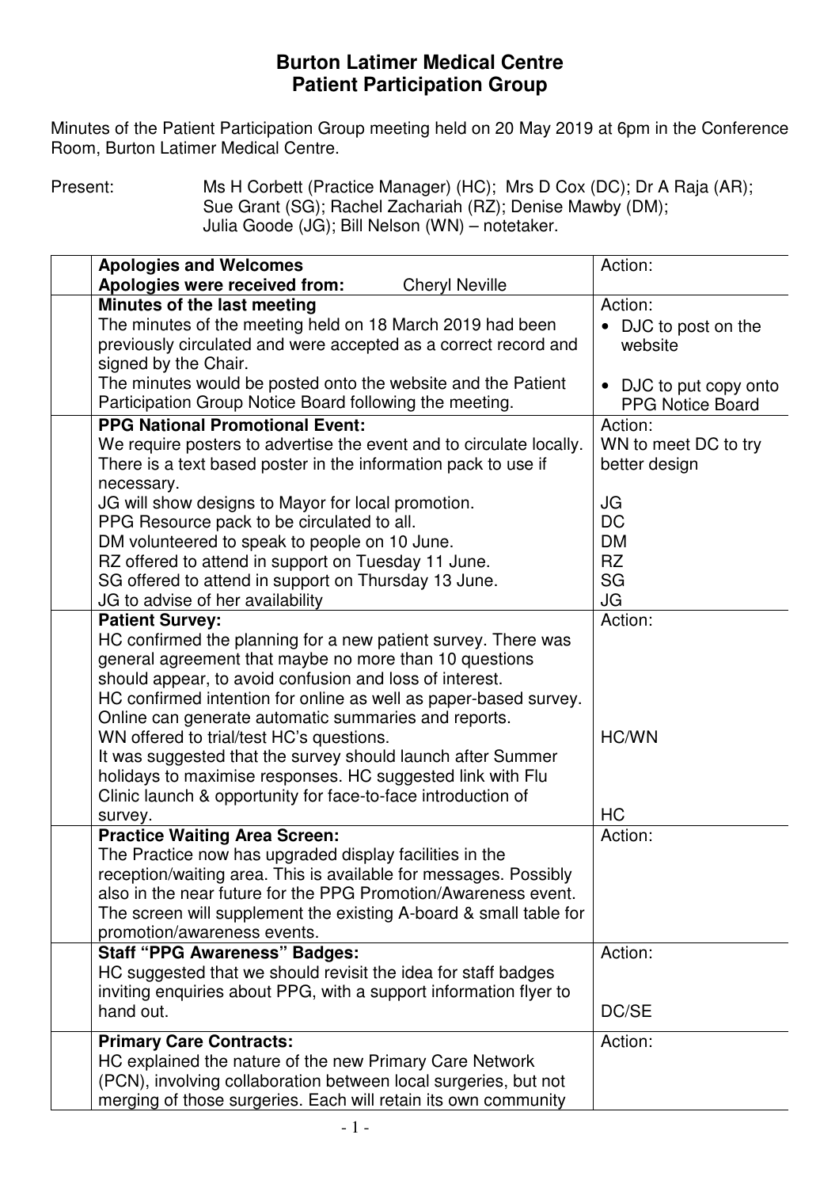**Burton Latimer Medical Centre**
**Patient Participation Group**

Minutes of the Patient Participation Group meeting held on 20 May 2019 at 6pm in the Conference Room, Burton Latimer Medical Centre.

Present: Ms H Corbett (Practice Manager) (HC); Mrs D Cox (DC); Dr A Raja (AR); Sue Grant (SG); Rachel Zachariah (RZ); Denise Mawby (DM); Julia Goode (JG); Bill Nelson (WN) – notetaker.

| | | Action: |
|---|---|---|
| | **Apologies and Welcomes**<br>**Apologies were received from:** Cheryl Neville | Action: |
| | **Minutes of the last meeting**<br>The minutes of the meeting held on 18 March 2019 had been previously circulated and were accepted as a correct record and signed by the Chair.<br>The minutes would be posted onto the website and the Patient Participation Group Notice Board following the meeting. | Action:<br>• DJC to post on the website<br>• DJC to put copy onto PPG Notice Board |
| | **PPG National Promotional Event:**<br>We require posters to advertise the event and to circulate locally. There is a text based poster in the information pack to use if necessary.<br>JG will show designs to Mayor for local promotion.<br>PPG Resource pack to be circulated to all.<br>DM volunteered to speak to people on 10 June.<br>RZ offered to attend in support on Tuesday 11 June.<br>SG offered to attend in support on Thursday 13 June.<br>JG to advise of her availability | Action:<br>WN to meet DC to try better design<br>JG<br>DC<br>DM<br>RZ<br>SG<br>JG |
| | **Patient Survey:**<br>HC confirmed the planning for a new patient survey. There was general agreement that maybe no more than 10 questions should appear, to avoid confusion and loss of interest.<br>HC confirmed intention for online as well as paper-based survey. Online can generate automatic summaries and reports.<br>WN offered to trial/test HC's questions.<br>It was suggested that the survey should launch after Summer holidays to maximise responses. HC suggested link with Flu Clinic launch & opportunity for face-to-face introduction of survey. | Action:<br>HC/WN<br>HC |
| | **Practice Waiting Area Screen:**<br>The Practice now has upgraded display facilities in the reception/waiting area. This is available for messages. Possibly also in the near future for the PPG Promotion/Awareness event. The screen will supplement the existing A-board & small table for promotion/awareness events. | Action: |
| | **Staff "PPG Awareness" Badges:**<br>HC suggested that we should revisit the idea for staff badges inviting enquiries about PPG, with a support information flyer to hand out. | Action:<br>DC/SE |
| | **Primary Care Contracts:**<br>HC explained the nature of the new Primary Care Network (PCN), involving collaboration between local surgeries, but not merging of those surgeries. Each will retain its own community | Action: |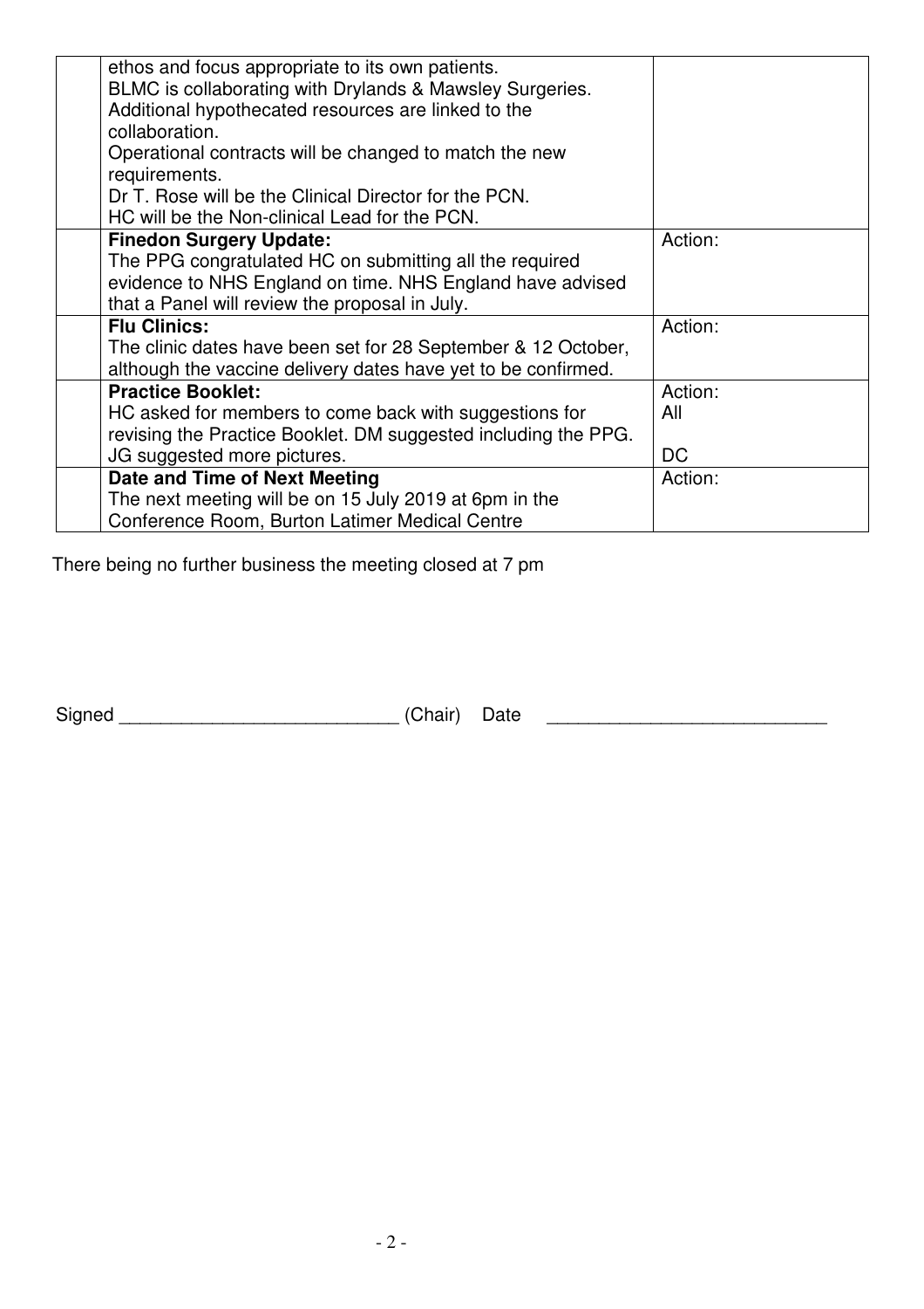| | | |
|---|---|---|
| | ethos and focus appropriate to its own patients.<br>BLMC is collaborating with Drylands & Mawsley Surgeries.<br>Additional hypothecated resources are linked to the collaboration.<br>Operational contracts will be changed to match the new requirements.<br>Dr T. Rose will be the Clinical Director for the PCN.<br>HC will be the Non-clinical Lead for the PCN. | |
| | **Finedon Surgery Update:**<br>The PPG congratulated HC on submitting all the required evidence to NHS England on time. NHS England have advised that a Panel will review the proposal in July. | Action: |
| | **Flu Clinics:**<br>The clinic dates have been set for 28 September & 12 October, although the vaccine delivery dates have yet to be confirmed. | Action: |
| | **Practice Booklet:**<br>HC asked for members to come back with suggestions for revising the Practice Booklet. DM suggested including the PPG.<br>JG suggested more pictures. | Action:<br>All<br><br>DC |
| | **Date and Time of Next Meeting**<br>The next meeting will be on 15 July 2019 at 6pm in the Conference Room, Burton Latimer Medical Centre | Action: |

There being no further business the meeting closed at 7 pm

Signed ___________________________ (Chair) Date ___________________________